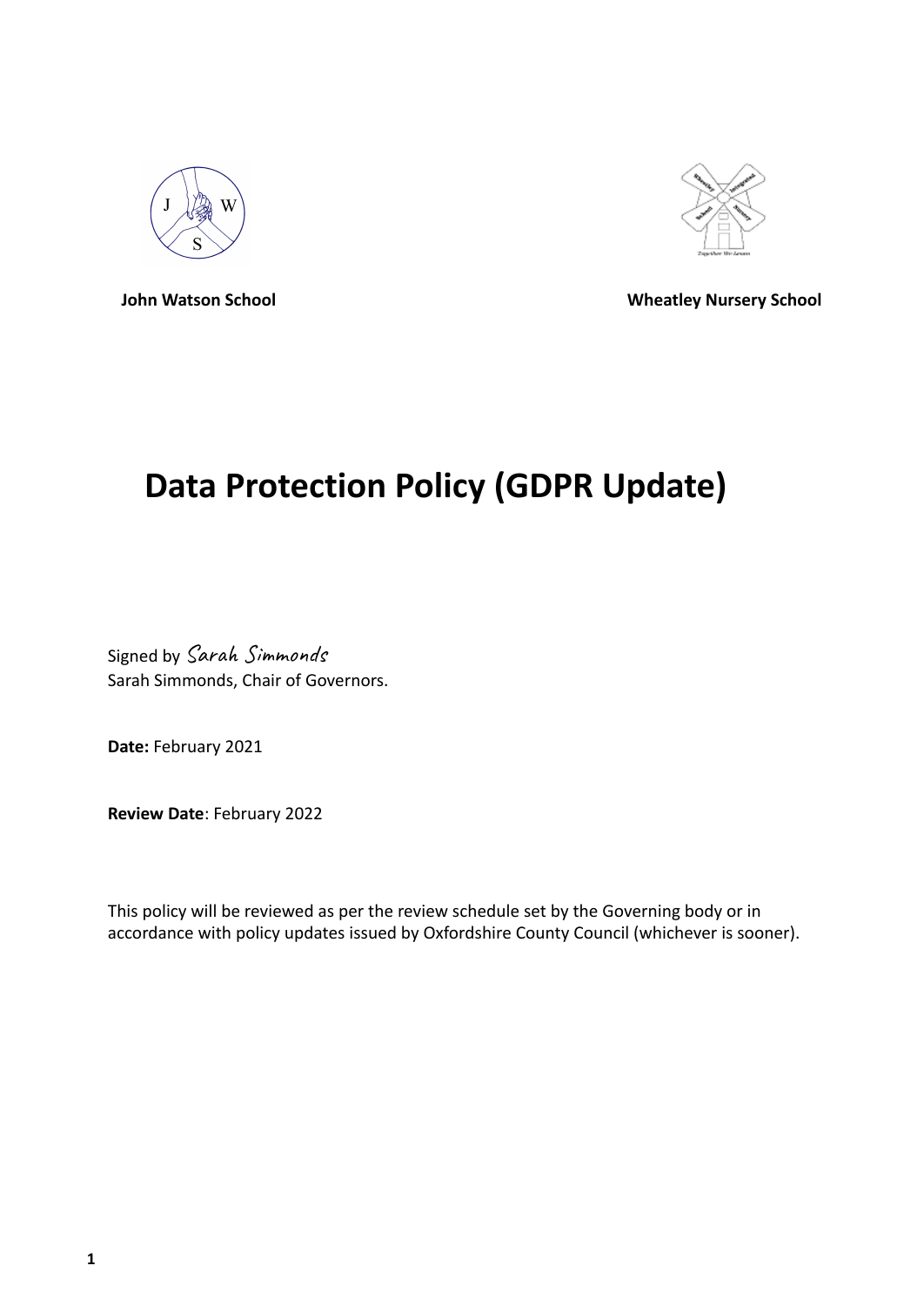**John Watson School** **Wheatley Nursery School**

# Data Protection Policy (GDPR Update)

Signed by *Sarah Simmonds*
Sarah Simmonds, Chair of Governors.

**Date:** February 2021

**Review Date**: February 2022

This policy will be reviewed as per the review schedule set by the Governing body or in accordance with policy updates issued by Oxfordshire County Council (whichever is sooner).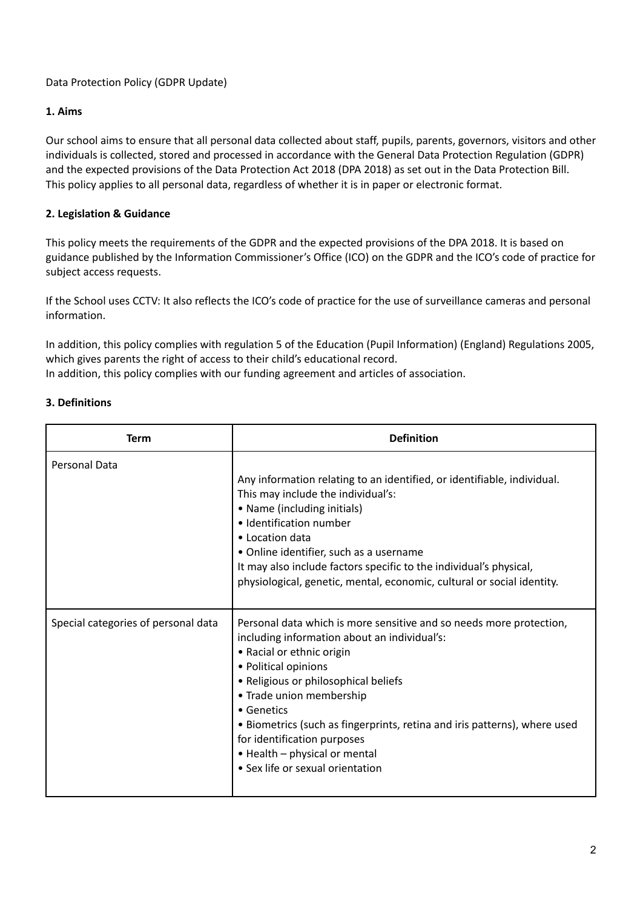Data Protection Policy (GDPR Update)

## 1. Aims

Our school aims to ensure that all personal data collected about staff, pupils, parents, governors, visitors and other individuals is collected, stored and processed in accordance with the General Data Protection Regulation (GDPR) and the expected provisions of the Data Protection Act 2018 (DPA 2018) as set out in the Data Protection Bill.
This policy applies to all personal data, regardless of whether it is in paper or electronic format.

## 2. Legislation & Guidance

This policy meets the requirements of the GDPR and the expected provisions of the DPA 2018. It is based on guidance published by the Information Commissioner's Office (ICO) on the GDPR and the ICO's code of practice for subject access requests.

If the School uses CCTV: It also reflects the ICO's code of practice for the use of surveillance cameras and personal information.

In addition, this policy complies with regulation 5 of the Education (Pupil Information) (England) Regulations 2005, which gives parents the right of access to their child's educational record.
In addition, this policy complies with our funding agreement and articles of association.

## 3. Definitions

| Term | Definition |
| --- | --- |
| Personal Data | Any information relating to an identified, or identifiable, individual.<br>This may include the individual's:<br>• Name (including initials)<br>• Identification number<br>• Location data<br>• Online identifier, such as a username<br>It may also include factors specific to the individual's physical, physiological, genetic, mental, economic, cultural or social identity. |
| Special categories of personal data | Personal data which is more sensitive and so needs more protection, including information about an individual's:<br>• Racial or ethnic origin<br>• Political opinions<br>• Religious or philosophical beliefs<br>• Trade union membership<br>• Genetics<br>• Biometrics (such as fingerprints, retina and iris patterns), where used for identification purposes<br>• Health – physical or mental<br>• Sex life or sexual orientation |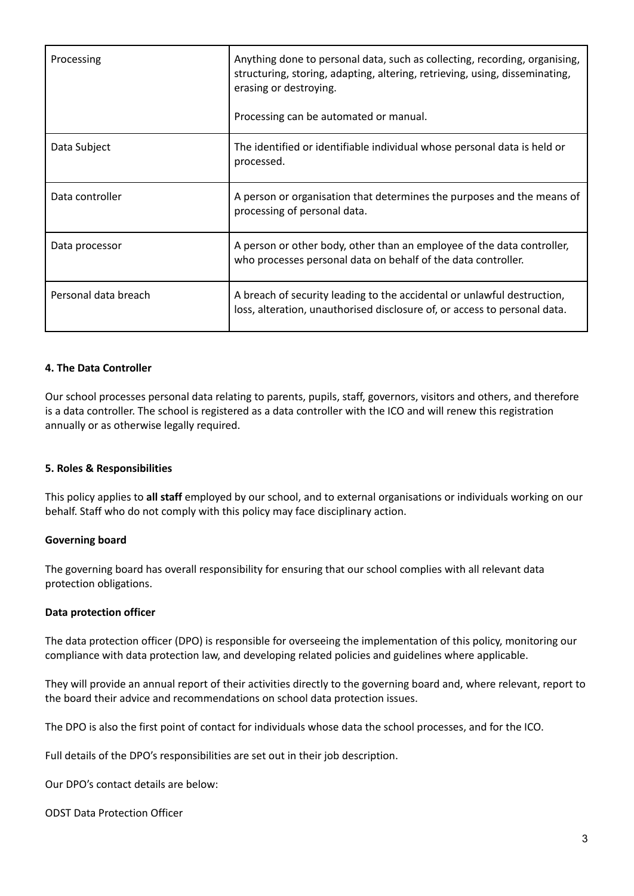| | |
|---|---|
| Processing | Anything done to personal data, such as collecting, recording, organising, structuring, storing, adapting, altering, retrieving, using, disseminating, erasing or destroying.<br><br>Processing can be automated or manual. |
| Data Subject | The identified or identifiable individual whose personal data is held or processed. |
| Data controller | A person or organisation that determines the purposes and the means of processing of personal data. |
| Data processor | A person or other body, other than an employee of the data controller, who processes personal data on behalf of the data controller. |
| Personal data breach | A breach of security leading to the accidental or unlawful destruction, loss, alteration, unauthorised disclosure of, or access to personal data. |

**4. The Data Controller**

Our school processes personal data relating to parents, pupils, staff, governors, visitors and others, and therefore is a data controller. The school is registered as a data controller with the ICO and will renew this registration annually or as otherwise legally required.

**5. Roles & Responsibilities**

This policy applies to **all staff** employed by our school, and to external organisations or individuals working on our behalf. Staff who do not comply with this policy may face disciplinary action.

**Governing board**

The governing board has overall responsibility for ensuring that our school complies with all relevant data protection obligations.

**Data protection officer**

The data protection officer (DPO) is responsible for overseeing the implementation of this policy, monitoring our compliance with data protection law, and developing related policies and guidelines where applicable.

They will provide an annual report of their activities directly to the governing board and, where relevant, report to the board their advice and recommendations on school data protection issues.

The DPO is also the first point of contact for individuals whose data the school processes, and for the ICO.

Full details of the DPO's responsibilities are set out in their job description.

Our DPO's contact details are below:

ODST Data Protection Officer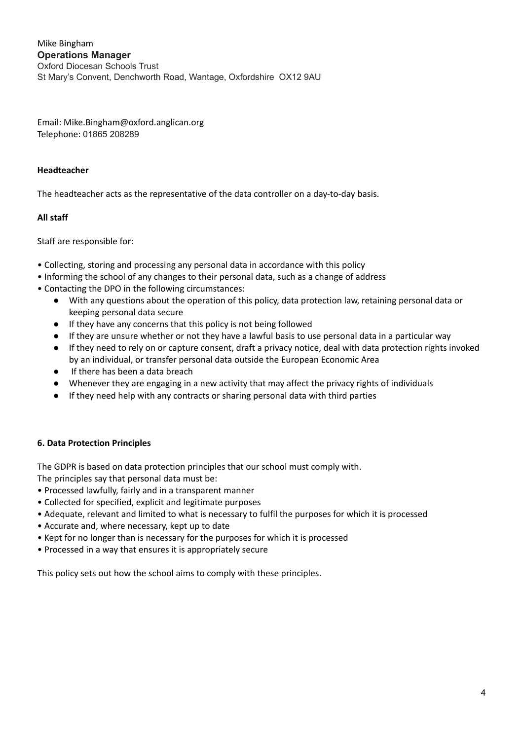Mike Bingham
**Operations Manager**
Oxford Diocesan Schools Trust
St Mary's Convent, Denchworth Road, Wantage, Oxfordshire OX12 9AU

Email: Mike.Bingham@oxford.anglican.org
Telephone: 01865 208289

**Headteacher**

The headteacher acts as the representative of the data controller on a day-to-day basis.

**All staff**

Staff are responsible for:

- Collecting, storing and processing any personal data in accordance with this policy
- Informing the school of any changes to their personal data, such as a change of address
- Contacting the DPO in the following circumstances:
    - With any questions about the operation of this policy, data protection law, retaining personal data or keeping personal data secure
    - If they have any concerns that this policy is not being followed
    - If they are unsure whether or not they have a lawful basis to use personal data in a particular way
    - If they need to rely on or capture consent, draft a privacy notice, deal with data protection rights invoked by an individual, or transfer personal data outside the European Economic Area
    - If there has been a data breach
    - Whenever they are engaging in a new activity that may affect the privacy rights of individuals
    - If they need help with any contracts or sharing personal data with third parties

**6. Data Protection Principles**

The GDPR is based on data protection principles that our school must comply with.
The principles say that personal data must be:

- Processed lawfully, fairly and in a transparent manner
- Collected for specified, explicit and legitimate purposes
- Adequate, relevant and limited to what is necessary to fulfil the purposes for which it is processed
- Accurate and, where necessary, kept up to date
- Kept for no longer than is necessary for the purposes for which it is processed
- Processed in a way that ensures it is appropriately secure

This policy sets out how the school aims to comply with these principles.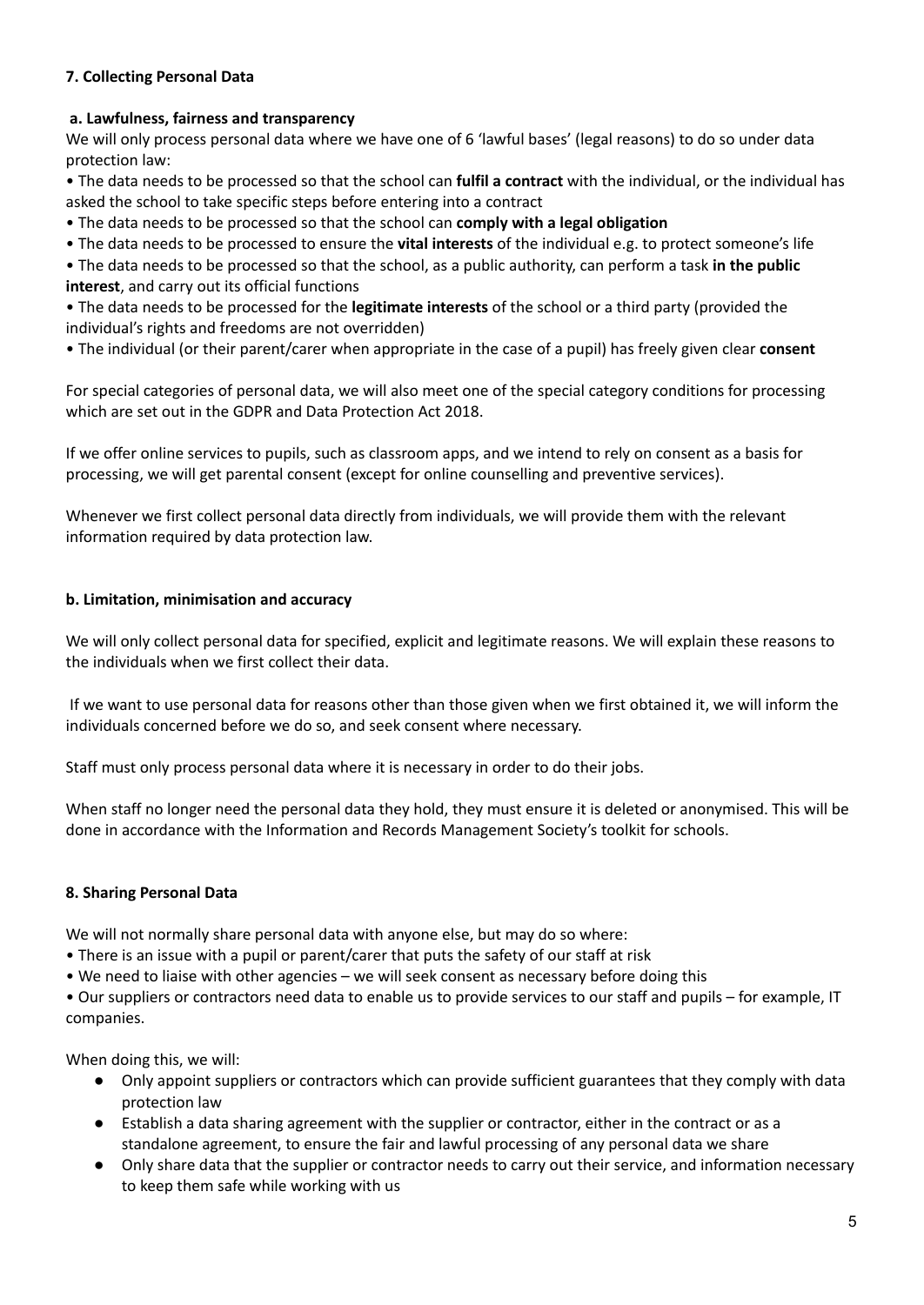## 7. Collecting Personal Data

### a. Lawfulness, fairness and transparency

We will only process personal data where we have one of 6 'lawful bases' (legal reasons) to do so under data protection law:

- The data needs to be processed so that the school can **fulfil a contract** with the individual, or the individual has asked the school to take specific steps before entering into a contract
- The data needs to be processed so that the school can **comply with a legal obligation**
- The data needs to be processed to ensure the **vital interests** of the individual e.g. to protect someone's life
- The data needs to be processed so that the school, as a public authority, can perform a task **in the public interest**, and carry out its official functions
- The data needs to be processed for the **legitimate interests** of the school or a third party (provided the individual's rights and freedoms are not overridden)
- The individual (or their parent/carer when appropriate in the case of a pupil) has freely given clear **consent**

For special categories of personal data, we will also meet one of the special category conditions for processing which are set out in the GDPR and Data Protection Act 2018.

If we offer online services to pupils, such as classroom apps, and we intend to rely on consent as a basis for processing, we will get parental consent (except for online counselling and preventive services).

Whenever we first collect personal data directly from individuals, we will provide them with the relevant information required by data protection law.

### b. Limitation, minimisation and accuracy

We will only collect personal data for specified, explicit and legitimate reasons. We will explain these reasons to the individuals when we first collect their data.

If we want to use personal data for reasons other than those given when we first obtained it, we will inform the individuals concerned before we do so, and seek consent where necessary.

Staff must only process personal data where it is necessary in order to do their jobs.

When staff no longer need the personal data they hold, they must ensure it is deleted or anonymised. This will be done in accordance with the Information and Records Management Society's toolkit for schools.

## 8. Sharing Personal Data

We will not normally share personal data with anyone else, but may do so where:

- There is an issue with a pupil or parent/carer that puts the safety of our staff at risk
- We need to liaise with other agencies – we will seek consent as necessary before doing this
- Our suppliers or contractors need data to enable us to provide services to our staff and pupils – for example, IT companies.

When doing this, we will:

- Only appoint suppliers or contractors which can provide sufficient guarantees that they comply with data protection law
- Establish a data sharing agreement with the supplier or contractor, either in the contract or as a standalone agreement, to ensure the fair and lawful processing of any personal data we share
- Only share data that the supplier or contractor needs to carry out their service, and information necessary to keep them safe while working with us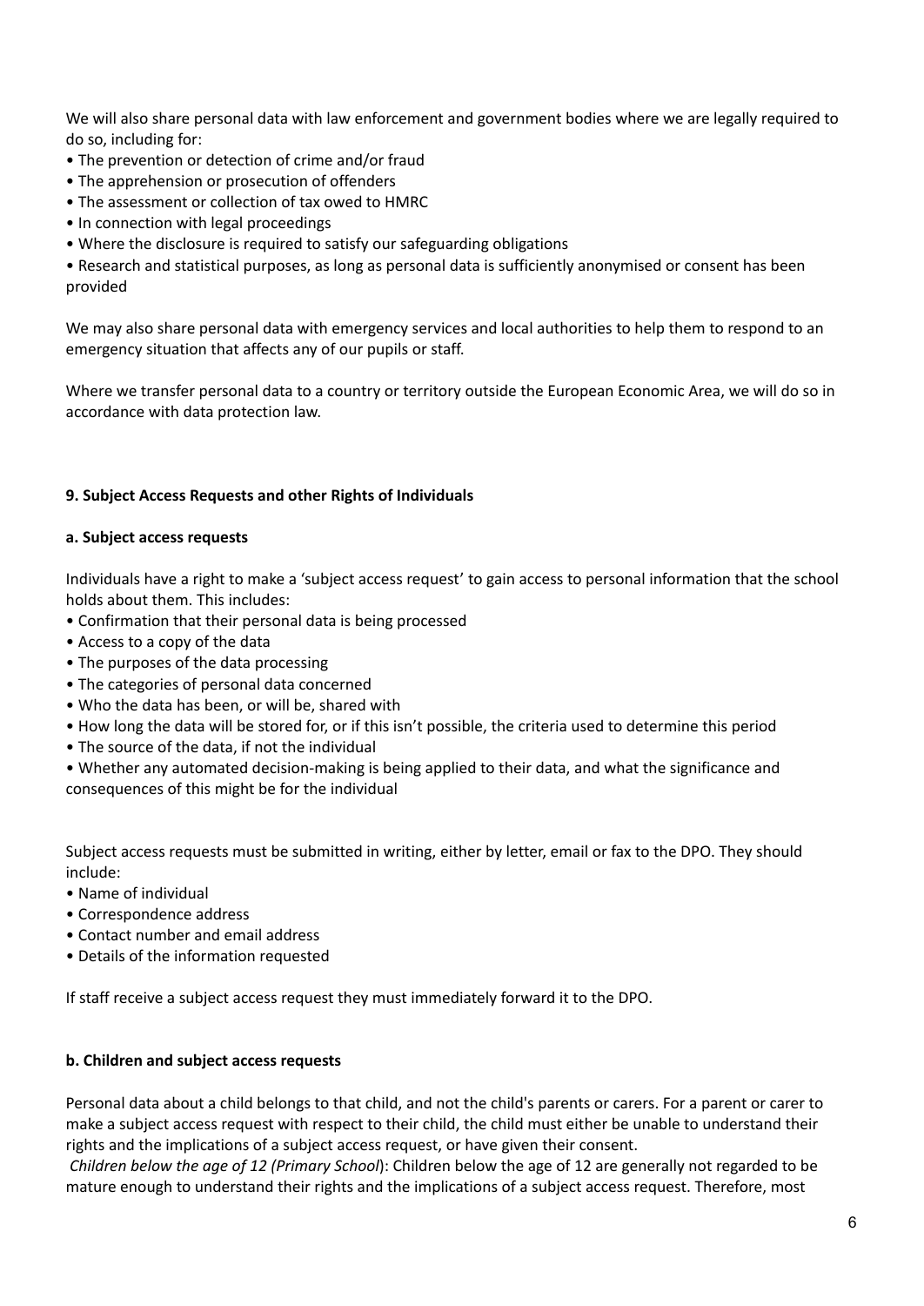We will also share personal data with law enforcement and government bodies where we are legally required to do so, including for:

- The prevention or detection of crime and/or fraud
- The apprehension or prosecution of offenders
- The assessment or collection of tax owed to HMRC
- In connection with legal proceedings
- Where the disclosure is required to satisfy our safeguarding obligations
- Research and statistical purposes, as long as personal data is sufficiently anonymised or consent has been provided

We may also share personal data with emergency services and local authorities to help them to respond to an emergency situation that affects any of our pupils or staff.

Where we transfer personal data to a country or territory outside the European Economic Area, we will do so in accordance with data protection law.

## 9. Subject Access Requests and other Rights of Individuals

### a. Subject access requests

Individuals have a right to make a 'subject access request' to gain access to personal information that the school holds about them. This includes:

- Confirmation that their personal data is being processed
- Access to a copy of the data
- The purposes of the data processing
- The categories of personal data concerned
- Who the data has been, or will be, shared with
- How long the data will be stored for, or if this isn't possible, the criteria used to determine this period
- The source of the data, if not the individual
- Whether any automated decision-making is being applied to their data, and what the significance and consequences of this might be for the individual

Subject access requests must be submitted in writing, either by letter, email or fax to the DPO. They should include:

- Name of individual
- Correspondence address
- Contact number and email address
- Details of the information requested

If staff receive a subject access request they must immediately forward it to the DPO.

### b. Children and subject access requests

Personal data about a child belongs to that child, and not the child's parents or carers. For a parent or carer to make a subject access request with respect to their child, the child must either be unable to understand their rights and the implications of a subject access request, or have given their consent.

*Children below the age of 12 (Primary School*): Children below the age of 12 are generally not regarded to be mature enough to understand their rights and the implications of a subject access request. Therefore, most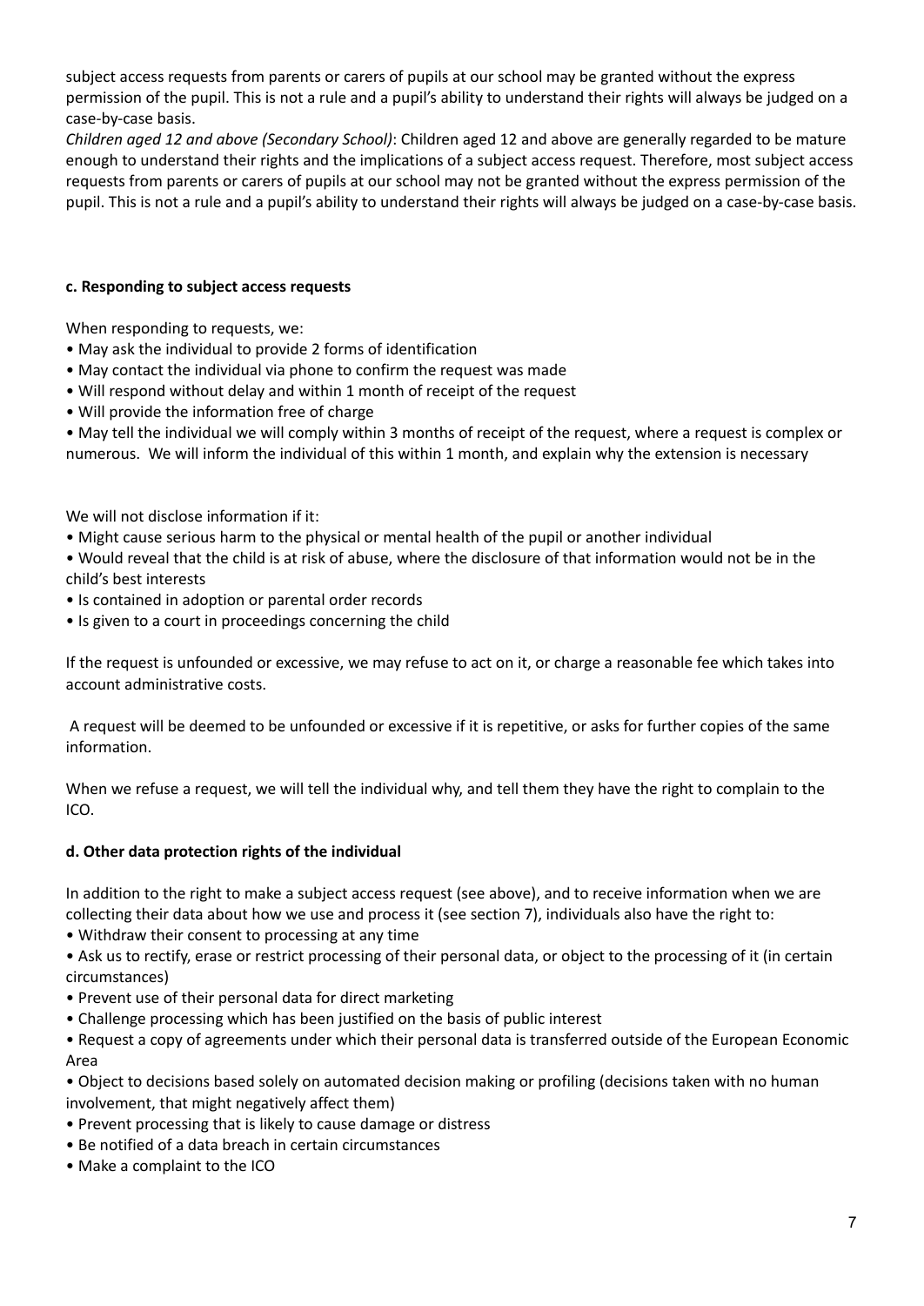subject access requests from parents or carers of pupils at our school may be granted without the express permission of the pupil. This is not a rule and a pupil's ability to understand their rights will always be judged on a case-by-case basis.

*Children aged 12 and above (Secondary School)*: Children aged 12 and above are generally regarded to be mature enough to understand their rights and the implications of a subject access request. Therefore, most subject access requests from parents or carers of pupils at our school may not be granted without the express permission of the pupil. This is not a rule and a pupil's ability to understand their rights will always be judged on a case-by-case basis.

**c. Responding to subject access requests**

When responding to requests, we:

- May ask the individual to provide 2 forms of identification
- May contact the individual via phone to confirm the request was made
- Will respond without delay and within 1 month of receipt of the request
- Will provide the information free of charge
- May tell the individual we will comply within 3 months of receipt of the request, where a request is complex or numerous. We will inform the individual of this within 1 month, and explain why the extension is necessary

We will not disclose information if it:

- Might cause serious harm to the physical or mental health of the pupil or another individual
- Would reveal that the child is at risk of abuse, where the disclosure of that information would not be in the child's best interests
- Is contained in adoption or parental order records
- Is given to a court in proceedings concerning the child

If the request is unfounded or excessive, we may refuse to act on it, or charge a reasonable fee which takes into account administrative costs.

A request will be deemed to be unfounded or excessive if it is repetitive, or asks for further copies of the same information.

When we refuse a request, we will tell the individual why, and tell them they have the right to complain to the ICO.

**d. Other data protection rights of the individual**

In addition to the right to make a subject access request (see above), and to receive information when we are collecting their data about how we use and process it (see section 7), individuals also have the right to:

- Withdraw their consent to processing at any time
- Ask us to rectify, erase or restrict processing of their personal data, or object to the processing of it (in certain circumstances)
- Prevent use of their personal data for direct marketing
- Challenge processing which has been justified on the basis of public interest
- Request a copy of agreements under which their personal data is transferred outside of the European Economic Area
- Object to decisions based solely on automated decision making or profiling (decisions taken with no human involvement, that might negatively affect them)
- Prevent processing that is likely to cause damage or distress
- Be notified of a data breach in certain circumstances
- Make a complaint to the ICO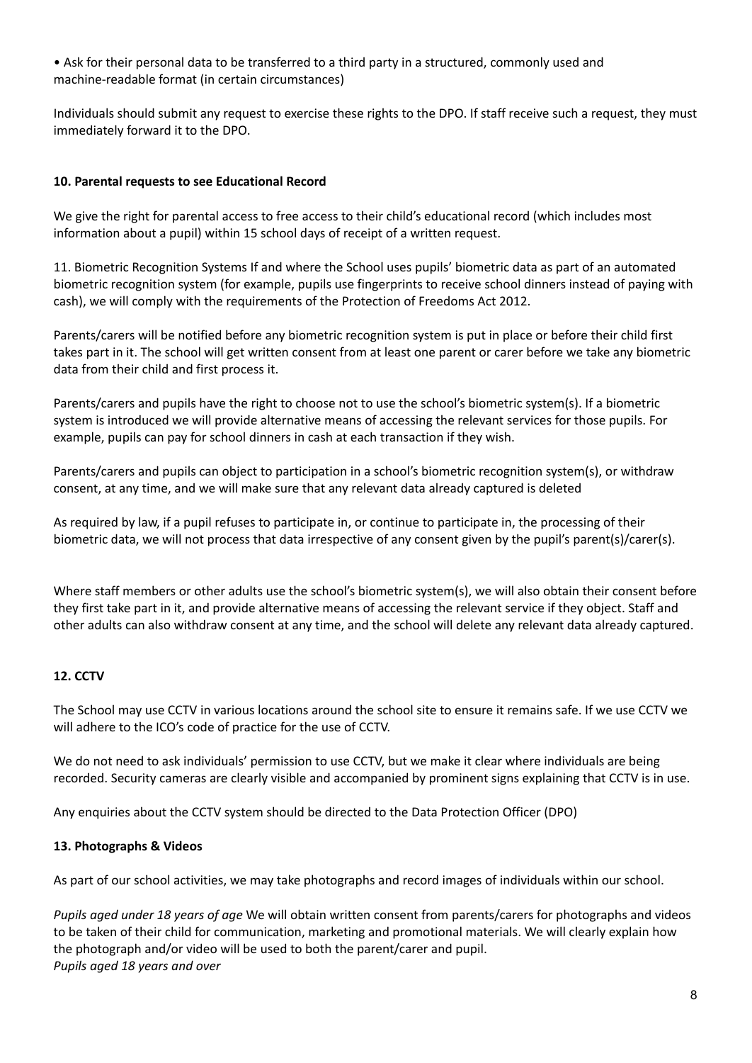• Ask for their personal data to be transferred to a third party in a structured, commonly used and machine-readable format (in certain circumstances)

Individuals should submit any request to exercise these rights to the DPO. If staff receive such a request, they must immediately forward it to the DPO.

**10. Parental requests to see Educational Record**

We give the right for parental access to free access to their child's educational record (which includes most information about a pupil) within 15 school days of receipt of a written request.

11. Biometric Recognition Systems If and where the School uses pupils' biometric data as part of an automated biometric recognition system (for example, pupils use fingerprints to receive school dinners instead of paying with cash), we will comply with the requirements of the Protection of Freedoms Act 2012.

Parents/carers will be notified before any biometric recognition system is put in place or before their child first takes part in it. The school will get written consent from at least one parent or carer before we take any biometric data from their child and first process it.

Parents/carers and pupils have the right to choose not to use the school's biometric system(s). If a biometric system is introduced we will provide alternative means of accessing the relevant services for those pupils. For example, pupils can pay for school dinners in cash at each transaction if they wish.

Parents/carers and pupils can object to participation in a school's biometric recognition system(s), or withdraw consent, at any time, and we will make sure that any relevant data already captured is deleted

As required by law, if a pupil refuses to participate in, or continue to participate in, the processing of their biometric data, we will not process that data irrespective of any consent given by the pupil's parent(s)/carer(s).

Where staff members or other adults use the school's biometric system(s), we will also obtain their consent before they first take part in it, and provide alternative means of accessing the relevant service if they object. Staff and other adults can also withdraw consent at any time, and the school will delete any relevant data already captured.

**12. CCTV**

The School may use CCTV in various locations around the school site to ensure it remains safe. If we use CCTV we will adhere to the ICO's code of practice for the use of CCTV.

We do not need to ask individuals' permission to use CCTV, but we make it clear where individuals are being recorded. Security cameras are clearly visible and accompanied by prominent signs explaining that CCTV is in use.

Any enquiries about the CCTV system should be directed to the Data Protection Officer (DPO)

**13. Photographs & Videos**

As part of our school activities, we may take photographs and record images of individuals within our school.

*Pupils aged under 18 years of age* We will obtain written consent from parents/carers for photographs and videos to be taken of their child for communication, marketing and promotional materials. We will clearly explain how the photograph and/or video will be used to both the parent/carer and pupil.
*Pupils aged 18 years and over*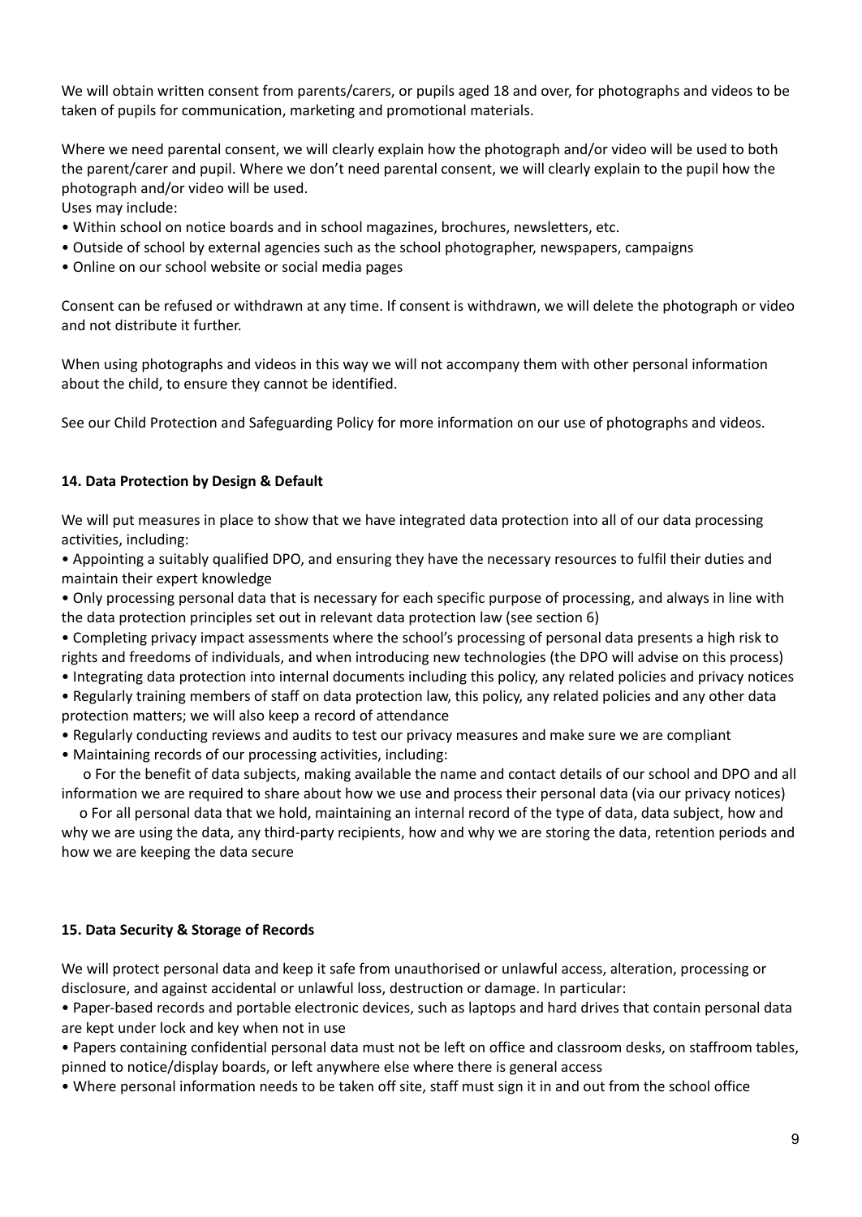We will obtain written consent from parents/carers, or pupils aged 18 and over, for photographs and videos to be taken of pupils for communication, marketing and promotional materials.

Where we need parental consent, we will clearly explain how the photograph and/or video will be used to both the parent/carer and pupil. Where we don't need parental consent, we will clearly explain to the pupil how the photograph and/or video will be used.

Uses may include:

- Within school on notice boards and in school magazines, brochures, newsletters, etc.
- Outside of school by external agencies such as the school photographer, newspapers, campaigns
- Online on our school website or social media pages

Consent can be refused or withdrawn at any time. If consent is withdrawn, we will delete the photograph or video and not distribute it further.

When using photographs and videos in this way we will not accompany them with other personal information about the child, to ensure they cannot be identified.

See our Child Protection and Safeguarding Policy for more information on our use of photographs and videos.

**14. Data Protection by Design & Default**

We will put measures in place to show that we have integrated data protection into all of our data processing activities, including:

- Appointing a suitably qualified DPO, and ensuring they have the necessary resources to fulfil their duties and maintain their expert knowledge
- Only processing personal data that is necessary for each specific purpose of processing, and always in line with the data protection principles set out in relevant data protection law (see section 6)
- Completing privacy impact assessments where the school's processing of personal data presents a high risk to rights and freedoms of individuals, and when introducing new technologies (the DPO will advise on this process)
- Integrating data protection into internal documents including this policy, any related policies and privacy notices
- Regularly training members of staff on data protection law, this policy, any related policies and any other data protection matters; we will also keep a record of attendance
- Regularly conducting reviews and audits to test our privacy measures and make sure we are compliant
- Maintaining records of our processing activities, including:
    - For the benefit of data subjects, making available the name and contact details of our school and DPO and all information we are required to share about how we use and process their personal data (via our privacy notices)
    - For all personal data that we hold, maintaining an internal record of the type of data, data subject, how and why we are using the data, any third-party recipients, how and why we are storing the data, retention periods and how we are keeping the data secure

**15. Data Security & Storage of Records**

We will protect personal data and keep it safe from unauthorised or unlawful access, alteration, processing or disclosure, and against accidental or unlawful loss, destruction or damage. In particular:

- Paper-based records and portable electronic devices, such as laptops and hard drives that contain personal data are kept under lock and key when not in use
- Papers containing confidential personal data must not be left on office and classroom desks, on staffroom tables, pinned to notice/display boards, or left anywhere else where there is general access
- Where personal information needs to be taken off site, staff must sign it in and out from the school office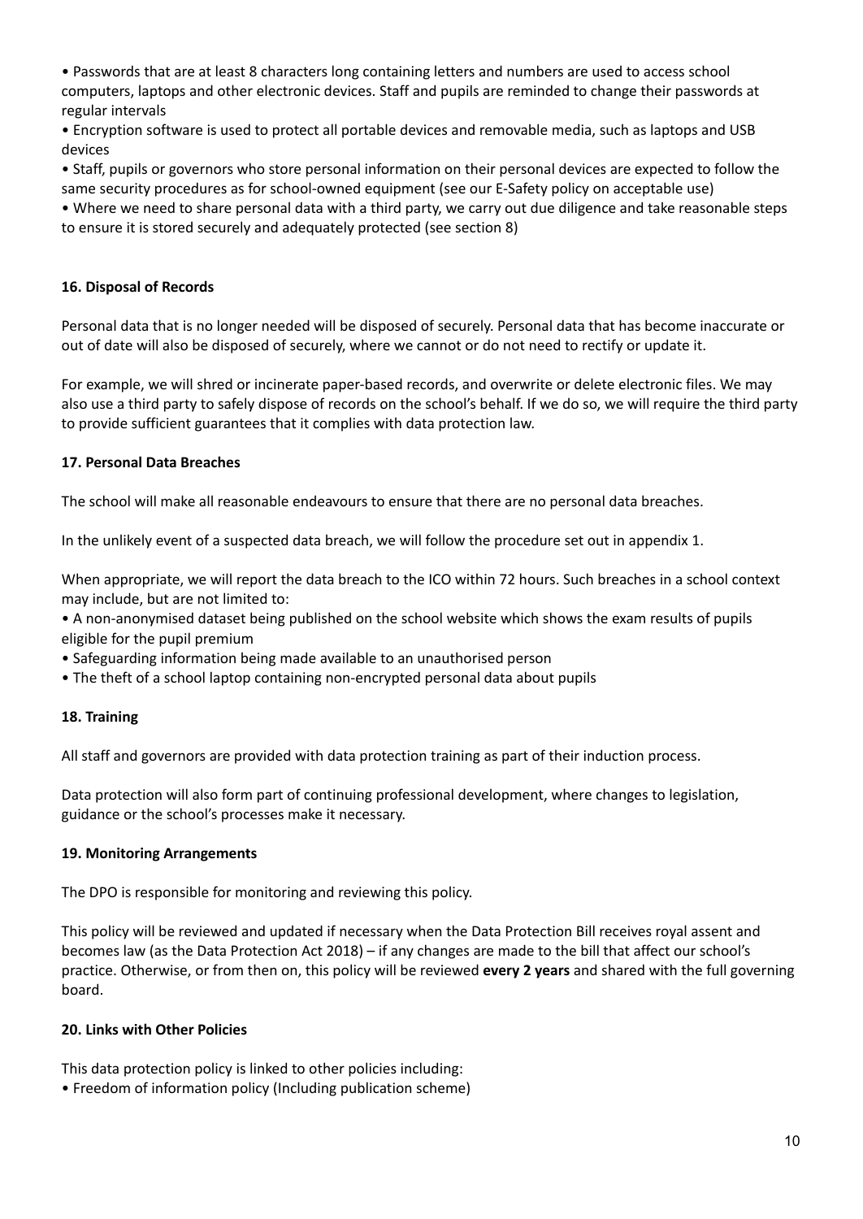- Passwords that are at least 8 characters long containing letters and numbers are used to access school computers, laptops and other electronic devices. Staff and pupils are reminded to change their passwords at regular intervals
- Encryption software is used to protect all portable devices and removable media, such as laptops and USB devices
- Staff, pupils or governors who store personal information on their personal devices are expected to follow the same security procedures as for school-owned equipment (see our E-Safety policy on acceptable use)
- Where we need to share personal data with a third party, we carry out due diligence and take reasonable steps to ensure it is stored securely and adequately protected (see section 8)

**16. Disposal of Records**

Personal data that is no longer needed will be disposed of securely. Personal data that has become inaccurate or out of date will also be disposed of securely, where we cannot or do not need to rectify or update it.

For example, we will shred or incinerate paper-based records, and overwrite or delete electronic files. We may also use a third party to safely dispose of records on the school's behalf. If we do so, we will require the third party to provide sufficient guarantees that it complies with data protection law.

**17. Personal Data Breaches**

The school will make all reasonable endeavours to ensure that there are no personal data breaches.

In the unlikely event of a suspected data breach, we will follow the procedure set out in appendix 1.

When appropriate, we will report the data breach to the ICO within 72 hours. Such breaches in a school context may include, but are not limited to:

- A non-anonymised dataset being published on the school website which shows the exam results of pupils eligible for the pupil premium
- Safeguarding information being made available to an unauthorised person
- The theft of a school laptop containing non-encrypted personal data about pupils

**18. Training**

All staff and governors are provided with data protection training as part of their induction process.

Data protection will also form part of continuing professional development, where changes to legislation, guidance or the school's processes make it necessary.

**19. Monitoring Arrangements**

The DPO is responsible for monitoring and reviewing this policy.

This policy will be reviewed and updated if necessary when the Data Protection Bill receives royal assent and becomes law (as the Data Protection Act 2018) – if any changes are made to the bill that affect our school's practice. Otherwise, or from then on, this policy will be reviewed **every 2 years** and shared with the full governing board.

**20. Links with Other Policies**

This data protection policy is linked to other policies including:

- Freedom of information policy (Including publication scheme)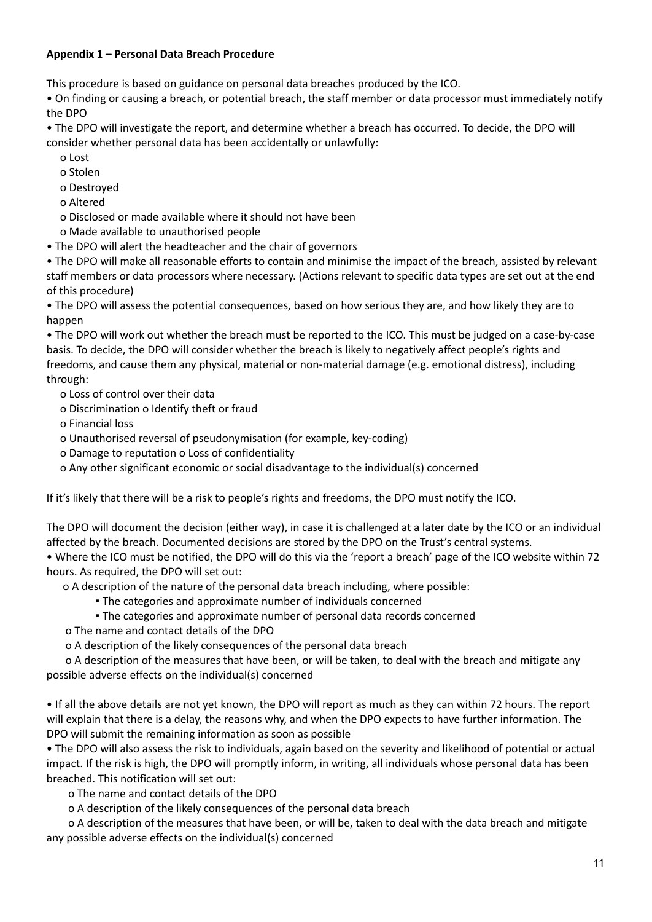**Appendix 1 – Personal Data Breach Procedure**

This procedure is based on guidance on personal data breaches produced by the ICO.

- On finding or causing a breach, or potential breach, the staff member or data processor must immediately notify the DPO
- The DPO will investigate the report, and determine whether a breach has occurred. To decide, the DPO will consider whether personal data has been accidentally or unlawfully:
  - Lost
  - Stolen
  - Destroyed
  - Altered
  - Disclosed or made available where it should not have been
  - Made available to unauthorised people
- The DPO will alert the headteacher and the chair of governors
- The DPO will make all reasonable efforts to contain and minimise the impact of the breach, assisted by relevant staff members or data processors where necessary. (Actions relevant to specific data types are set out at the end of this procedure)
- The DPO will assess the potential consequences, based on how serious they are, and how likely they are to happen
- The DPO will work out whether the breach must be reported to the ICO. This must be judged on a case-by-case basis. To decide, the DPO will consider whether the breach is likely to negatively affect people's rights and freedoms, and cause them any physical, material or non-material damage (e.g. emotional distress), including through:
  - Loss of control over their data
  - Discrimination o Identify theft or fraud
  - Financial loss
  - Unauthorised reversal of pseudonymisation (for example, key-coding)
  - Damage to reputation o Loss of confidentiality
  - Any other significant economic or social disadvantage to the individual(s) concerned

If it's likely that there will be a risk to people's rights and freedoms, the DPO must notify the ICO.

The DPO will document the decision (either way), in case it is challenged at a later date by the ICO or an individual affected by the breach. Documented decisions are stored by the DPO on the Trust's central systems.

- Where the ICO must be notified, the DPO will do this via the 'report a breach' page of the ICO website within 72 hours. As required, the DPO will set out:
  - A description of the nature of the personal data breach including, where possible:
    - The categories and approximate number of individuals concerned
    - The categories and approximate number of personal data records concerned
  - The name and contact details of the DPO
  - A description of the likely consequences of the personal data breach
  - A description of the measures that have been, or will be taken, to deal with the breach and mitigate any possible adverse effects on the individual(s) concerned

- If all the above details are not yet known, the DPO will report as much as they can within 72 hours. The report will explain that there is a delay, the reasons why, and when the DPO expects to have further information. The DPO will submit the remaining information as soon as possible
- The DPO will also assess the risk to individuals, again based on the severity and likelihood of potential or actual impact. If the risk is high, the DPO will promptly inform, in writing, all individuals whose personal data has been breached. This notification will set out:
  - The name and contact details of the DPO
  - A description of the likely consequences of the personal data breach
  - A description of the measures that have been, or will be, taken to deal with the data breach and mitigate any possible adverse effects on the individual(s) concerned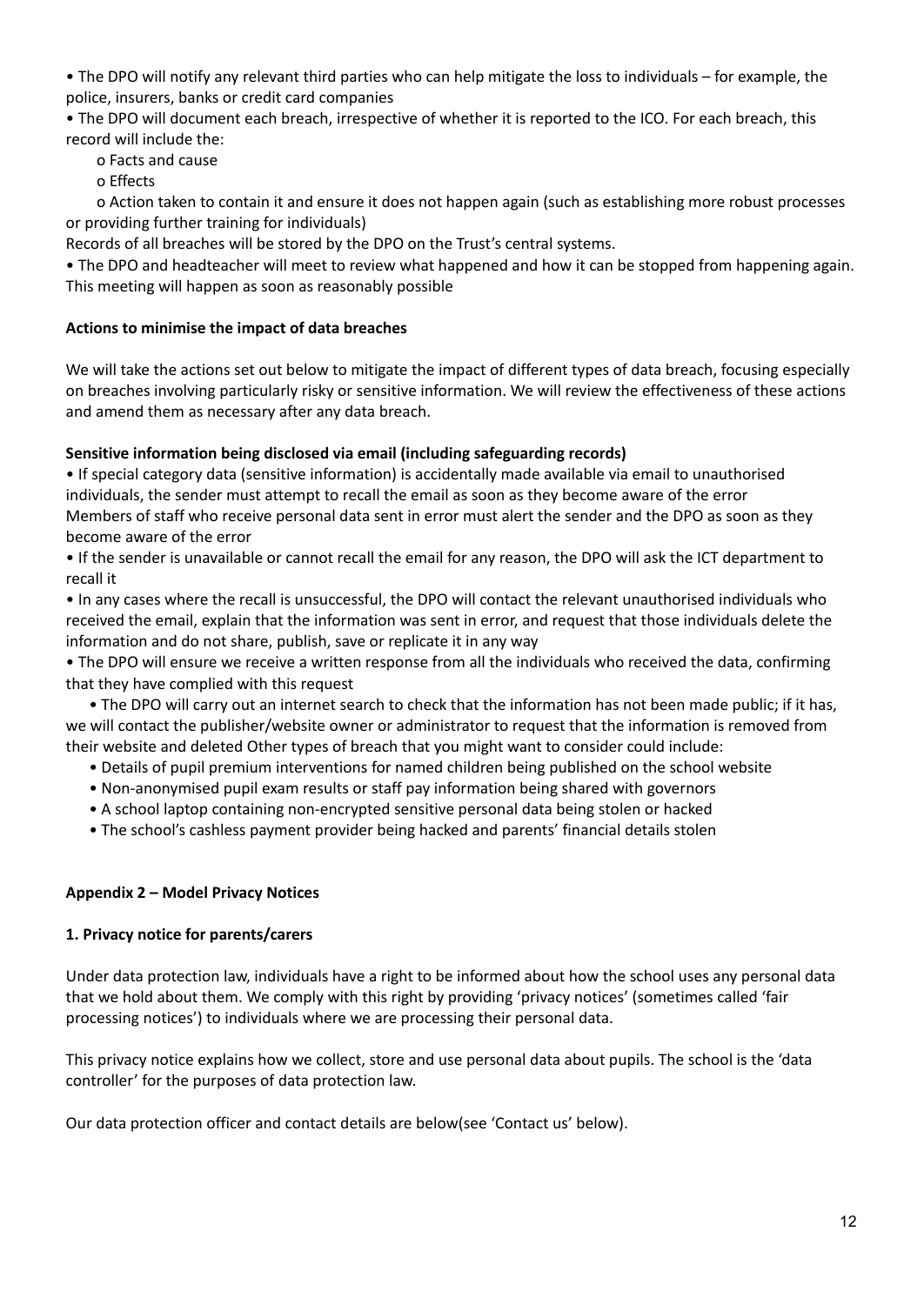- The DPO will notify any relevant third parties who can help mitigate the loss to individuals – for example, the police, insurers, banks or credit card companies
- The DPO will document each breach, irrespective of whether it is reported to the ICO. For each breach, this record will include the:
  - Facts and cause
  - Effects
  - Action taken to contain it and ensure it does not happen again (such as establishing more robust processes or providing further training for individuals)

Records of all breaches will be stored by the DPO on the Trust's central systems.

- The DPO and headteacher will meet to review what happened and how it can be stopped from happening again. This meeting will happen as soon as reasonably possible

**Actions to minimise the impact of data breaches**

We will take the actions set out below to mitigate the impact of different types of data breach, focusing especially on breaches involving particularly risky or sensitive information. We will review the effectiveness of these actions and amend them as necessary after any data breach.

**Sensitive information being disclosed via email (including safeguarding records)**

- If special category data (sensitive information) is accidentally made available via email to unauthorised individuals, the sender must attempt to recall the email as soon as they become aware of the error

Members of staff who receive personal data sent in error must alert the sender and the DPO as soon as they become aware of the error

- If the sender is unavailable or cannot recall the email for any reason, the DPO will ask the ICT department to recall it
- In any cases where the recall is unsuccessful, the DPO will contact the relevant unauthorised individuals who received the email, explain that the information was sent in error, and request that those individuals delete the information and do not share, publish, save or replicate it in any way
- The DPO will ensure we receive a written response from all the individuals who received the data, confirming that they have complied with this request
- The DPO will carry out an internet search to check that the information has not been made public; if it has, we will contact the publisher/website owner or administrator to request that the information is removed from their website and deleted Other types of breach that you might want to consider could include:
  - Details of pupil premium interventions for named children being published on the school website
  - Non-anonymised pupil exam results or staff pay information being shared with governors
  - A school laptop containing non-encrypted sensitive personal data being stolen or hacked
  - The school's cashless payment provider being hacked and parents' financial details stolen

**Appendix 2 – Model Privacy Notices**

**1. Privacy notice for parents/carers**

Under data protection law, individuals have a right to be informed about how the school uses any personal data that we hold about them. We comply with this right by providing 'privacy notices' (sometimes called 'fair processing notices') to individuals where we are processing their personal data.

This privacy notice explains how we collect, store and use personal data about pupils. The school is the 'data controller' for the purposes of data protection law.

Our data protection officer and contact details are below(see 'Contact us' below).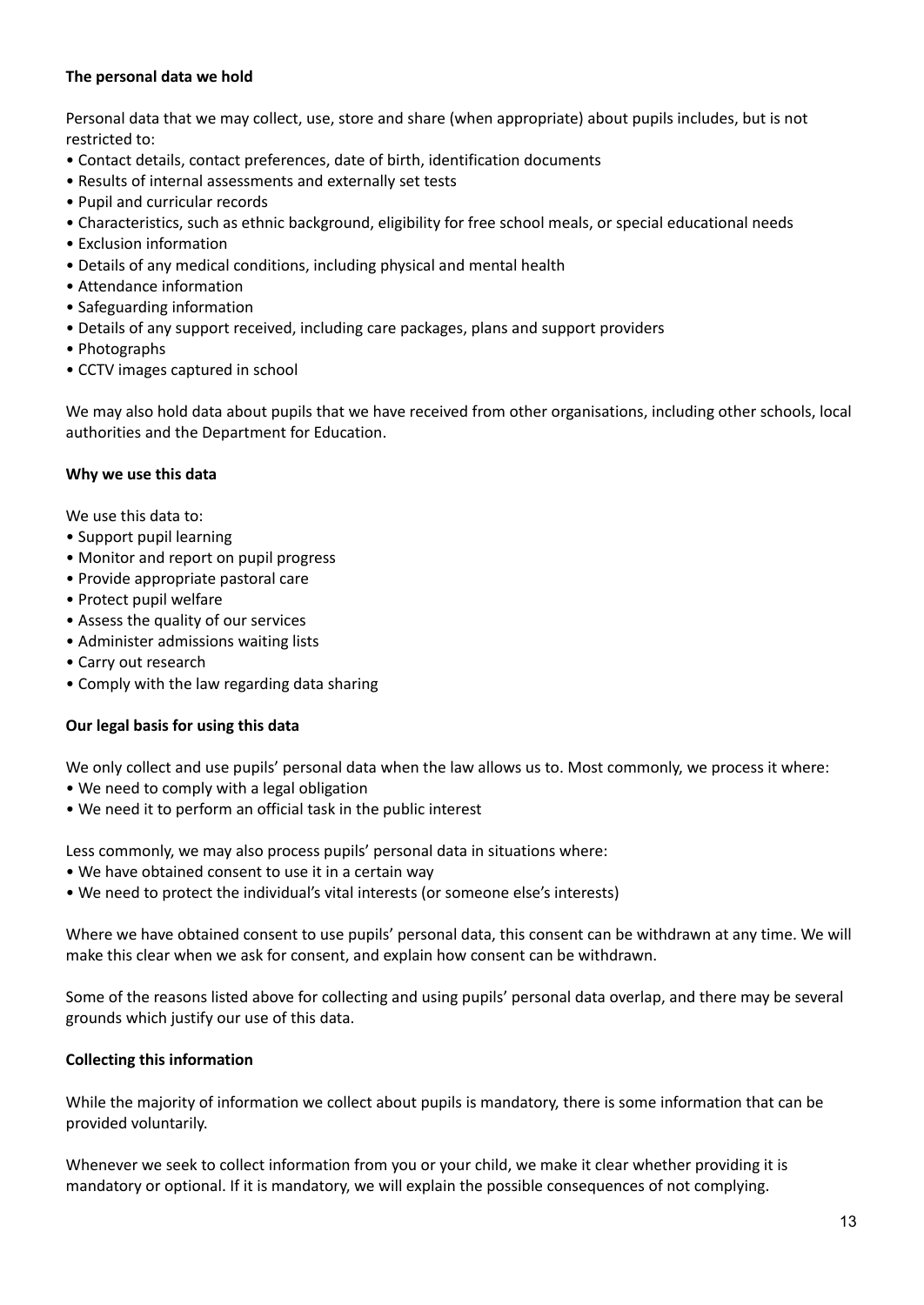**The personal data we hold**

Personal data that we may collect, use, store and share (when appropriate) about pupils includes, but is not restricted to:

- Contact details, contact preferences, date of birth, identification documents
- Results of internal assessments and externally set tests
- Pupil and curricular records
- Characteristics, such as ethnic background, eligibility for free school meals, or special educational needs
- Exclusion information
- Details of any medical conditions, including physical and mental health
- Attendance information
- Safeguarding information
- Details of any support received, including care packages, plans and support providers
- Photographs
- CCTV images captured in school

We may also hold data about pupils that we have received from other organisations, including other schools, local authorities and the Department for Education.

**Why we use this data**

We use this data to:

- Support pupil learning
- Monitor and report on pupil progress
- Provide appropriate pastoral care
- Protect pupil welfare
- Assess the quality of our services
- Administer admissions waiting lists
- Carry out research
- Comply with the law regarding data sharing

**Our legal basis for using this data**

We only collect and use pupils' personal data when the law allows us to. Most commonly, we process it where:

- We need to comply with a legal obligation
- We need it to perform an official task in the public interest

Less commonly, we may also process pupils' personal data in situations where:

- We have obtained consent to use it in a certain way
- We need to protect the individual's vital interests (or someone else's interests)

Where we have obtained consent to use pupils' personal data, this consent can be withdrawn at any time. We will make this clear when we ask for consent, and explain how consent can be withdrawn.

Some of the reasons listed above for collecting and using pupils' personal data overlap, and there may be several grounds which justify our use of this data.

**Collecting this information**

While the majority of information we collect about pupils is mandatory, there is some information that can be provided voluntarily.

Whenever we seek to collect information from you or your child, we make it clear whether providing it is mandatory or optional. If it is mandatory, we will explain the possible consequences of not complying.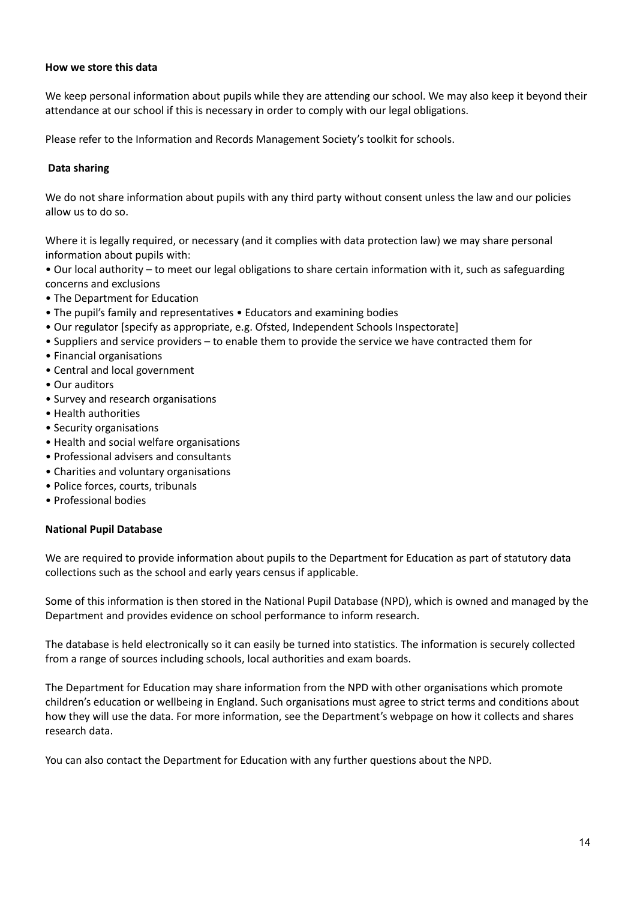**How we store this data**

We keep personal information about pupils while they are attending our school. We may also keep it beyond their attendance at our school if this is necessary in order to comply with our legal obligations.

Please refer to the Information and Records Management Society's toolkit for schools.

**Data sharing**

We do not share information about pupils with any third party without consent unless the law and our policies allow us to do so.

Where it is legally required, or necessary (and it complies with data protection law) we may share personal information about pupils with:

- Our local authority – to meet our legal obligations to share certain information with it, such as safeguarding concerns and exclusions
- The Department for Education
- The pupil's family and representatives • Educators and examining bodies
- Our regulator [specify as appropriate, e.g. Ofsted, Independent Schools Inspectorate]
- Suppliers and service providers – to enable them to provide the service we have contracted them for
- Financial organisations
- Central and local government
- Our auditors
- Survey and research organisations
- Health authorities
- Security organisations
- Health and social welfare organisations
- Professional advisers and consultants
- Charities and voluntary organisations
- Police forces, courts, tribunals
- Professional bodies

**National Pupil Database**

We are required to provide information about pupils to the Department for Education as part of statutory data collections such as the school and early years census if applicable.

Some of this information is then stored in the National Pupil Database (NPD), which is owned and managed by the Department and provides evidence on school performance to inform research.

The database is held electronically so it can easily be turned into statistics. The information is securely collected from a range of sources including schools, local authorities and exam boards.

The Department for Education may share information from the NPD with other organisations which promote children's education or wellbeing in England. Such organisations must agree to strict terms and conditions about how they will use the data. For more information, see the Department's webpage on how it collects and shares research data.

You can also contact the Department for Education with any further questions about the NPD.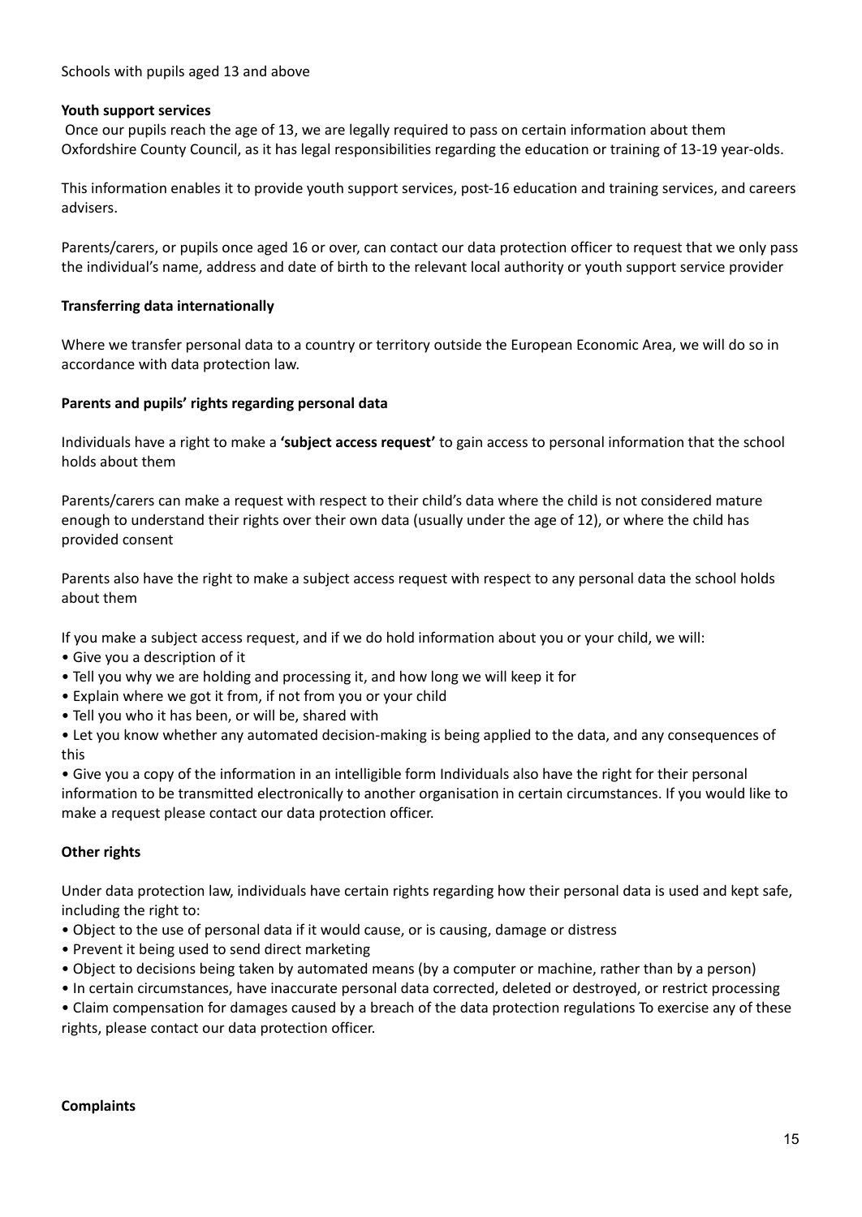Schools with pupils aged 13 and above

**Youth support services**

Once our pupils reach the age of 13, we are legally required to pass on certain information about them Oxfordshire County Council, as it has legal responsibilities regarding the education or training of 13-19 year-olds.

This information enables it to provide youth support services, post-16 education and training services, and careers advisers.

Parents/carers, or pupils once aged 16 or over, can contact our data protection officer to request that we only pass the individual's name, address and date of birth to the relevant local authority or youth support service provider

**Transferring data internationally**

Where we transfer personal data to a country or territory outside the European Economic Area, we will do so in accordance with data protection law.

**Parents and pupils' rights regarding personal data**

Individuals have a right to make a **'subject access request'** to gain access to personal information that the school holds about them

Parents/carers can make a request with respect to their child's data where the child is not considered mature enough to understand their rights over their own data (usually under the age of 12), or where the child has provided consent

Parents also have the right to make a subject access request with respect to any personal data the school holds about them

If you make a subject access request, and if we do hold information about you or your child, we will:

- Give you a description of it
- Tell you why we are holding and processing it, and how long we will keep it for
- Explain where we got it from, if not from you or your child
- Tell you who it has been, or will be, shared with
- Let you know whether any automated decision-making is being applied to the data, and any consequences of this
- Give you a copy of the information in an intelligible form Individuals also have the right for their personal information to be transmitted electronically to another organisation in certain circumstances. If you would like to make a request please contact our data protection officer.

**Other rights**

Under data protection law, individuals have certain rights regarding how their personal data is used and kept safe, including the right to:

- Object to the use of personal data if it would cause, or is causing, damage or distress
- Prevent it being used to send direct marketing
- Object to decisions being taken by automated means (by a computer or machine, rather than by a person)
- In certain circumstances, have inaccurate personal data corrected, deleted or destroyed, or restrict processing
- Claim compensation for damages caused by a breach of the data protection regulations To exercise any of these rights, please contact our data protection officer.

**Complaints**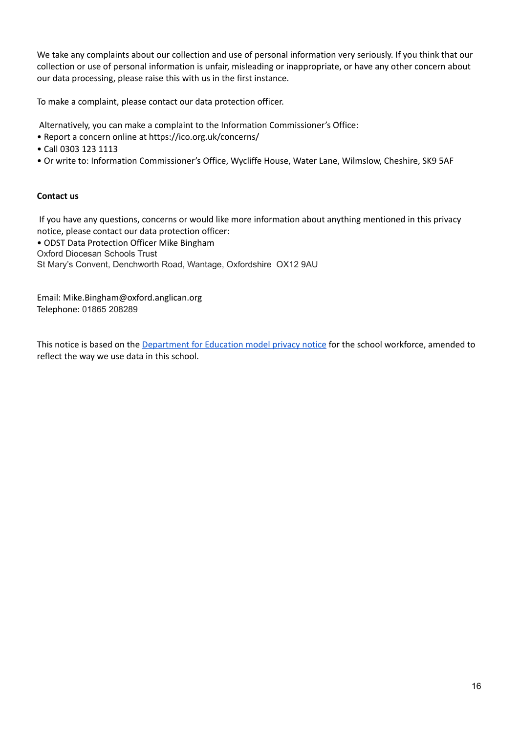We take any complaints about our collection and use of personal information very seriously. If you think that our collection or use of personal information is unfair, misleading or inappropriate, or have any other concern about our data processing, please raise this with us in the first instance.

To make a complaint, please contact our data protection officer.

Alternatively, you can make a complaint to the Information Commissioner's Office:

- Report a concern online at https://ico.org.uk/concerns/
- Call 0303 123 1113
- Or write to: Information Commissioner's Office, Wycliffe House, Water Lane, Wilmslow, Cheshire, SK9 5AF

**Contact us**

If you have any questions, concerns or would like more information about anything mentioned in this privacy notice, please contact our data protection officer:

- ODST Data Protection Officer Mike Bingham

Oxford Diocesan Schools Trust
St Mary's Convent, Denchworth Road, Wantage, Oxfordshire OX12 9AU

Email: Mike.Bingham@oxford.anglican.org
Telephone: 01865 208289

This notice is based on the [Department for Education model privacy notice](#) for the school workforce, amended to reflect the way we use data in this school.